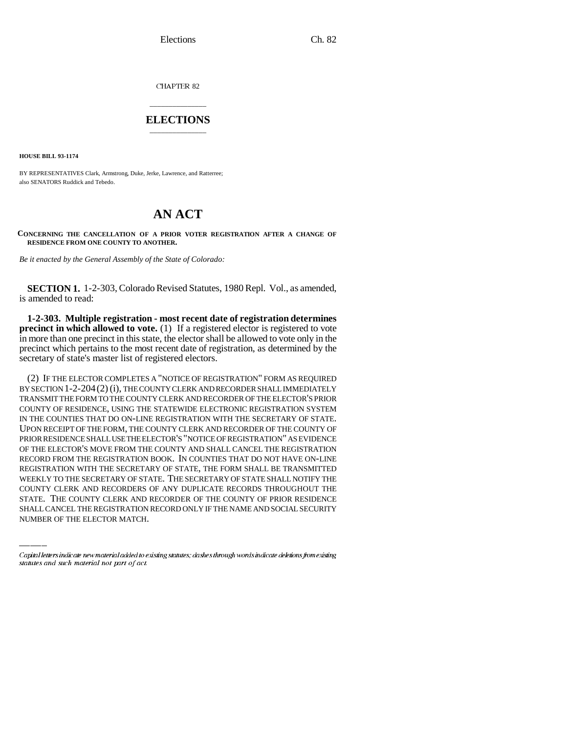CHAPTER 82

# ELECTIONS

**HOUSE BILL 93-1174**

BY REPRESENTATIVES Clark, Armstrong, Duke, Jerke, Lawrence, and Ratterree;
also SENATORS Ruddick and Tebedo.

# AN ACT

**CONCERNING THE CANCELLATION OF A PRIOR VOTER REGISTRATION AFTER A CHANGE OF RESIDENCE FROM ONE COUNTY TO ANOTHER.**

*Be it enacted by the General Assembly of the State of Colorado:*

**SECTION 1.** 1-2-303, Colorado Revised Statutes, 1980 Repl. Vol., as amended, is amended to read:

**1-2-303. Multiple registration - most recent date of registration determines precinct in which allowed to vote.** (1) If a registered elector is registered to vote in more than one precinct in this state, the elector shall be allowed to vote only in the precinct which pertains to the most recent date of registration, as determined by the secretary of state's master list of registered electors.

(2) IF THE ELECTOR COMPLETES A "NOTICE OF REGISTRATION" FORM AS REQUIRED BY SECTION 1-2-204 (2) (i), THE COUNTY CLERK AND RECORDER SHALL IMMEDIATELY TRANSMIT THE FORM TO THE COUNTY CLERK AND RECORDER OF THE ELECTOR'S PRIOR COUNTY OF RESIDENCE, USING THE STATEWIDE ELECTRONIC REGISTRATION SYSTEM IN THE COUNTIES THAT DO ON-LINE REGISTRATION WITH THE SECRETARY OF STATE. UPON RECEIPT OF THE FORM, THE COUNTY CLERK AND RECORDER OF THE COUNTY OF PRIOR RESIDENCE SHALL USE THE ELECTOR'S "NOTICE OF REGISTRATION" AS EVIDENCE OF THE ELECTOR'S MOVE FROM THE COUNTY AND SHALL CANCEL THE REGISTRATION RECORD FROM THE REGISTRATION BOOK. IN COUNTIES THAT DO NOT HAVE ON-LINE REGISTRATION WITH THE SECRETARY OF STATE, THE FORM SHALL BE TRANSMITTED WEEKLY TO THE SECRETARY OF STATE. THE SECRETARY OF STATE SHALL NOTIFY THE COUNTY CLERK AND RECORDERS OF ANY DUPLICATE RECORDS THROUGHOUT THE STATE. THE COUNTY CLERK AND RECORDER OF THE COUNTY OF PRIOR RESIDENCE SHALL CANCEL THE REGISTRATION RECORD ONLY IF THE NAME AND SOCIAL SECURITY NUMBER OF THE ELECTOR MATCH.

*Capital letters indicate new material added to existing statutes; dashes through words indicate deletions from existing statutes and such material not part of act.*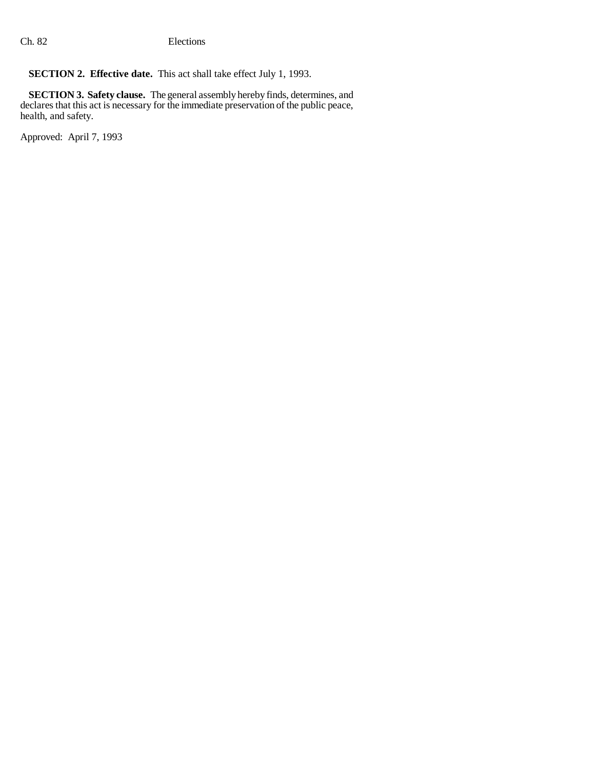**SECTION 2. Effective date.** This act shall take effect July 1, 1993.

**SECTION 3. Safety clause.** The general assembly hereby finds, determines, and declares that this act is necessary for the immediate preservation of the public peace, health, and safety.

Approved: April 7, 1993